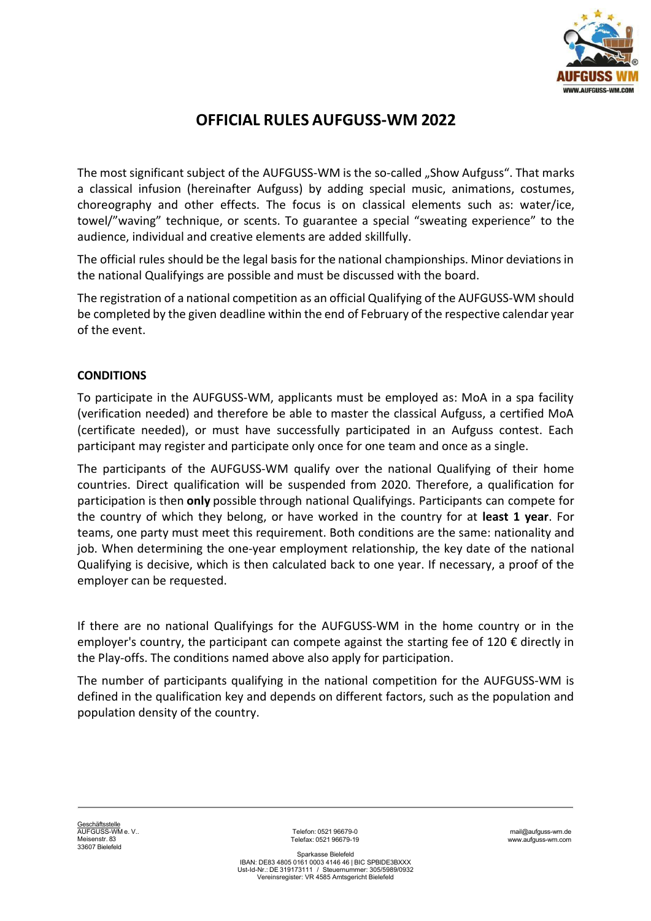# OFFICIAL RULES AUFGUSS-WM 2022

The most significant subject of the AUFGUSS-WM is the so-called „Show Aufguss“. That marks a classical infusion (hereinafter Aufguss) by adding special music, animations, costumes, choreography and other effects. The focus is on classical elements such as: water/ice, towel/”waving” technique, or scents. To guarantee a special “sweating experience” to the audience, individual and creative elements are added skillfully.

The official rules should be the legal basis for the national championships. Minor deviations in the national Qualifyings are possible and must be discussed with the board.

The registration of a national competition as an official Qualifying of the AUFGUSS-WM should be completed by the given deadline within the end of February of the respective calendar year of the event.

## CONDITIONS

To participate in the AUFGUSS-WM, applicants must be employed as: MoA in a spa facility (verification needed) and therefore be able to master the classical Aufguss, a certified MoA (certificate needed), or must have successfully participated in an Aufguss contest. Each participant may register and participate only once for one team and once as a single.

The participants of the AUFGUSS-WM qualify over the national Qualifying of their home countries. Direct qualification will be suspended from 2020. Therefore, a qualification for participation is then **only** possible through national Qualifyings. Participants can compete for the country of which they belong, or have worked in the country for at **least 1 year**. For teams, one party must meet this requirement. Both conditions are the same: nationality and job. When determining the one-year employment relationship, the key date of the national Qualifying is decisive, which is then calculated back to one year. If necessary, a proof of the employer can be requested.

If there are no national Qualifyings for the AUFGUSS-WM in the home country or in the employer's country, the participant can compete against the starting fee of 120 € directly in the Play-offs. The conditions named above also apply for participation.

The number of participants qualifying in the national competition for the AUFGUSS-WM is defined in the qualification key and depends on different factors, such as the population and population density of the country.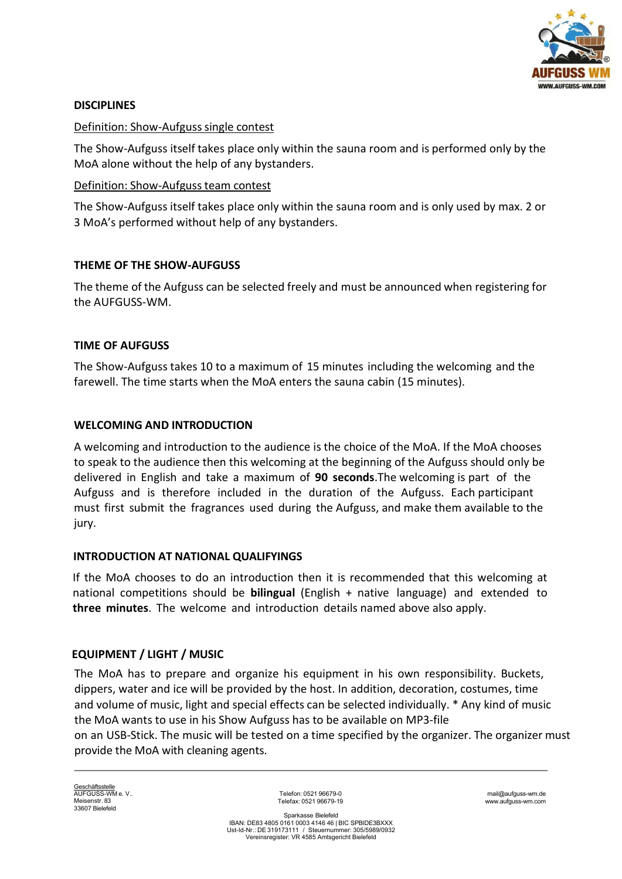## DISCIPLINES

Definition: Show-Aufguss single contest

The Show-Aufguss itself takes place only within the sauna room and is performed only by the MoA alone without the help of any bystanders.

Definition: Show-Aufguss team contest

The Show-Aufguss itself takes place only within the sauna room and is only used by max. 2 or 3 MoA's performed without help of any bystanders.

## THEME OF THE SHOW-AUFGUSS

The theme of the Aufguss can be selected freely and must be announced when registering for the AUFGUSS-WM.

## TIME OF AUFGUSS

The Show-Aufguss takes 10 to a maximum of 15 minutes including the welcoming and the farewell. The time starts when the MoA enters the sauna cabin (15 minutes).

## WELCOMING AND INTRODUCTION

A welcoming and introduction to the audience is the choice of the MoA. If the MoA chooses to speak to the audience then this welcoming at the beginning of the Aufguss should only be delivered in English and take a maximum of **90 seconds**.The welcoming is part of the Aufguss and is therefore included in the duration of the Aufguss. Each participant must first submit the fragrances used during the Aufguss, and make them available to the jury.

## INTRODUCTION AT NATIONAL QUALIFYINGS

If the MoA chooses to do an introduction then it is recommended that this welcoming at national competitions should be **bilingual** (English + native language) and extended to **three minutes**. The welcome and introduction details named above also apply.

## EQUIPMENT / LIGHT / MUSIC

The MoA has to prepare and organize his equipment in his own responsibility. Buckets, dippers, water and ice will be provided by the host. In addition, decoration, costumes, time and volume of music, light and special effects can be selected individually. * Any kind of music the MoA wants to use in his Show Aufguss has to be available on MP3-file on an USB-Stick. The music will be tested on a time specified by the organizer. The organizer must provide the MoA with cleaning agents.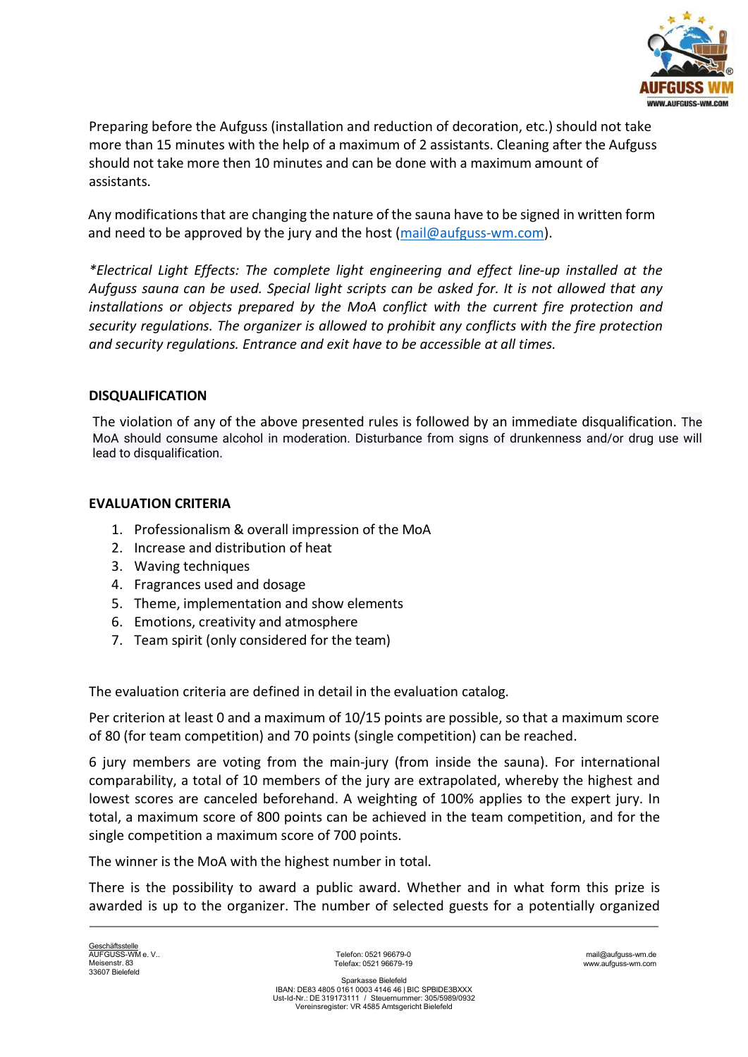Preparing before the Aufguss (installation and reduction of decoration, etc.) should not take more than 15 minutes with the help of a maximum of 2 assistants. Cleaning after the Aufguss should not take more then 10 minutes and can be done with a maximum amount of assistants.

Any modifications that are changing the nature of the sauna have to be signed in written form and need to be approved by the jury and the host (mail@aufguss-wm.com).

**Electrical Light Effects:* *The complete light engineering and effect line-up installed at the Aufguss sauna can be used. Special light scripts can be asked for. It is not allowed that any installations or objects prepared by the MoA conflict with the current fire protection and security regulations. The organizer is allowed to prohibit any conflicts with the fire protection and security regulations. Entrance and exit have to be accessible at all times.*

## DISQUALIFICATION

The violation of any of the above presented rules is followed by an immediate disqualification. The MoA should consume alcohol in moderation. Disturbance from signs of drunkenness and/or drug use will lead to disqualification.

## EVALUATION CRITERIA

1. Professionalism & overall impression of the MoA
2. Increase and distribution of heat
3. Waving techniques
4. Fragrances used and dosage
5. Theme, implementation and show elements
6. Emotions, creativity and atmosphere
7. Team spirit (only considered for the team)

The evaluation criteria are defined in detail in the evaluation catalog.

Per criterion at least 0 and a maximum of 10/15 points are possible, so that a maximum score of 80 (for team competition) and 70 points (single competition) can be reached.

6 jury members are voting from the main-jury (from inside the sauna). For international comparability, a total of 10 members of the jury are extrapolated, whereby the highest and lowest scores are canceled beforehand. A weighting of 100% applies to the expert jury. In total, a maximum score of 800 points can be achieved in the team competition, and for the single competition a maximum score of 700 points.

The winner is the MoA with the highest number in total.

There is the possibility to award a public award. Whether and in what form this prize is awarded is up to the organizer. The number of selected guests for a potentially organized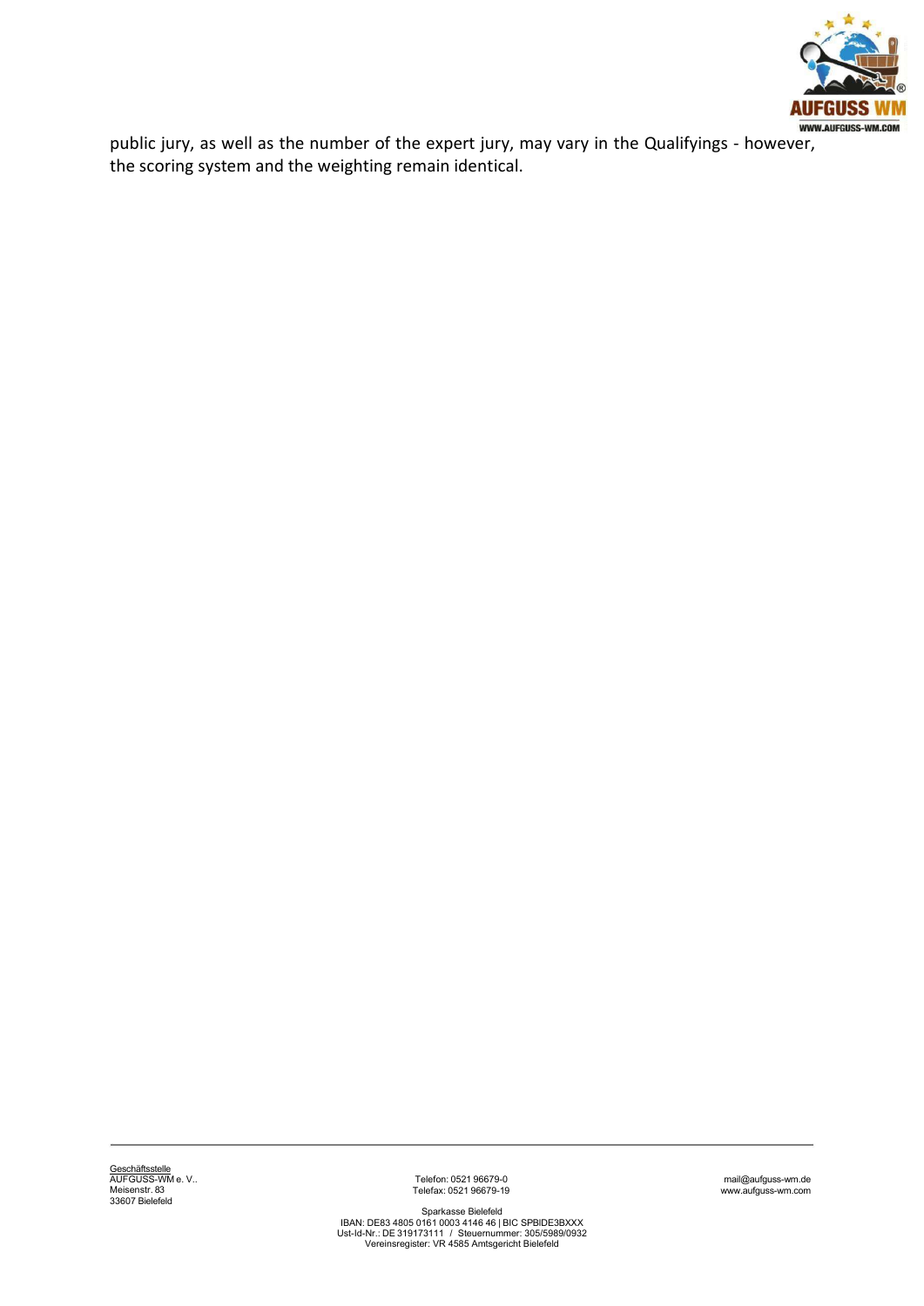public jury, as well as the number of the expert jury, may vary in the Qualifyings - however, the scoring system and the weighting remain identical.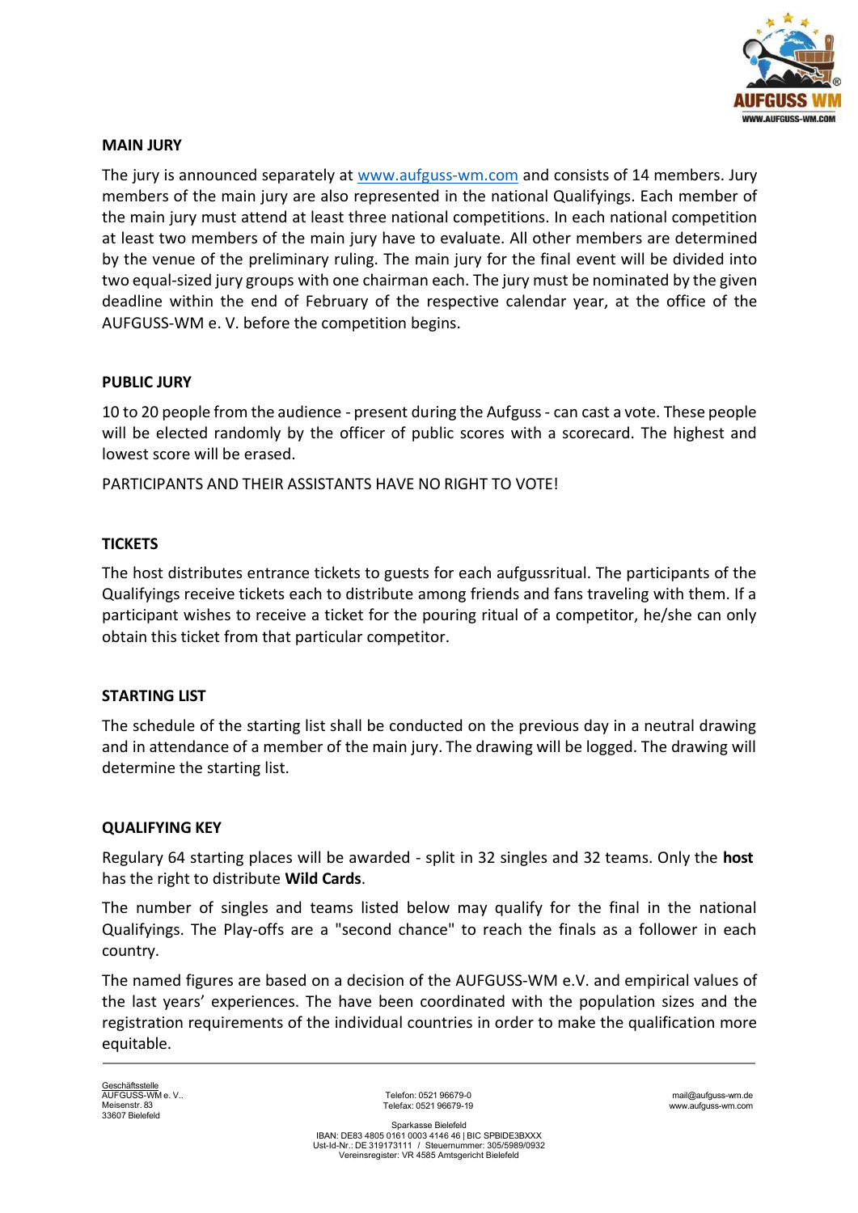**MAIN JURY**

The jury is announced separately at [www.aufguss-wm.com](http://www.aufguss-wm.com) and consists of 14 members. Jury members of the main jury are also represented in the national Qualifyings. Each member of the main jury must attend at least three national competitions. In each national competition at least two members of the main jury have to evaluate. All other members are determined by the venue of the preliminary ruling. The main jury for the final event will be divided into two equal-sized jury groups with one chairman each. The jury must be nominated by the given deadline within the end of February of the respective calendar year, at the office of the AUFGUSS-WM e. V. before the competition begins.

**PUBLIC JURY**

10 to 20 people from the audience - present during the Aufguss - can cast a vote. These people will be elected randomly by the officer of public scores with a scorecard. The highest and lowest score will be erased.

PARTICIPANTS AND THEIR ASSISTANTS HAVE NO RIGHT TO VOTE!

**TICKETS**

The host distributes entrance tickets to guests for each aufgussritual. The participants of the Qualifyings receive tickets each to distribute among friends and fans traveling with them. If a participant wishes to receive a ticket for the pouring ritual of a competitor, he/she can only obtain this ticket from that particular competitor.

**STARTING LIST**

The schedule of the starting list shall be conducted on the previous day in a neutral drawing and in attendance of a member of the main jury. The drawing will be logged. The drawing will determine the starting list.

**QUALIFYING KEY**

Regulary 64 starting places will be awarded - split in 32 singles and 32 teams. Only the **host** has the right to distribute **Wild Cards**.

The number of singles and teams listed below may qualify for the final in the national Qualifyings. The Play-offs are a "second chance" to reach the finals as a follower in each country.

The named figures are based on a decision of the AUFGUSS-WM e.V. and empirical values of the last years' experiences. The have been coordinated with the population sizes and the registration requirements of the individual countries in order to make the qualification more equitable.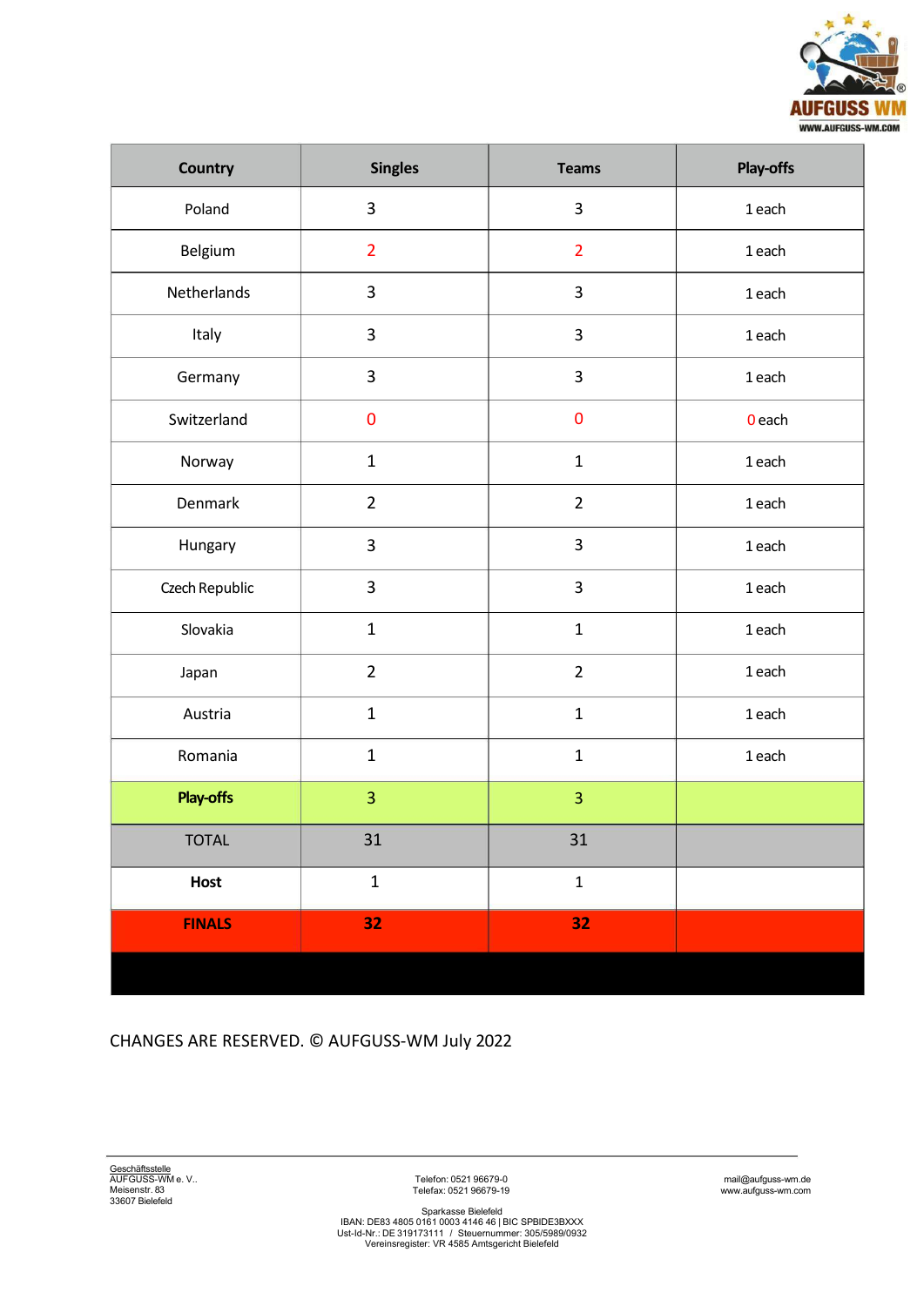| Country | Singles | Teams | Play-offs |
|---|---|---|---|
| Poland | 3 | 3 | 1 each |
| Belgium | 2 | 2 | 1 each |
| Netherlands | 3 | 3 | 1 each |
| Italy | 3 | 3 | 1 each |
| Germany | 3 | 3 | 1 each |
| Switzerland | 0 | 0 | 0 each |
| Norway | 1 | 1 | 1 each |
| Denmark | 2 | 2 | 1 each |
| Hungary | 3 | 3 | 1 each |
| Czech Republic | 3 | 3 | 1 each |
| Slovakia | 1 | 1 | 1 each |
| Japan | 2 | 2 | 1 each |
| Austria | 1 | 1 | 1 each |
| Romania | 1 | 1 | 1 each |
| **Play-offs** | 3 | 3 | |
| TOTAL | 31 | 31 | |
| **Host** | 1 | 1 | |
| **FINALS** | **32** | **32** | |

CHANGES ARE RESERVED. © AUFGUSS-WM July 2022

Geschäftsstelle
AUFGUSS-WM e. V..
Meisenstr. 83
33607 Bielefeld

Telefon: 0521 96679-0
Telefax: 0521 96679-19

mail@aufguss-wm.de
www.aufguss-wm.com

Sparkasse Bielefeld
IBAN: DE83 4805 0161 0003 4146 46 | BIC SPBIDE3BXXX
Ust-Id-Nr.: DE 319173111 / Steuernummer: 305/5989/0932
Vereinsregister: VR 4585 Amtsgericht Bielefeld